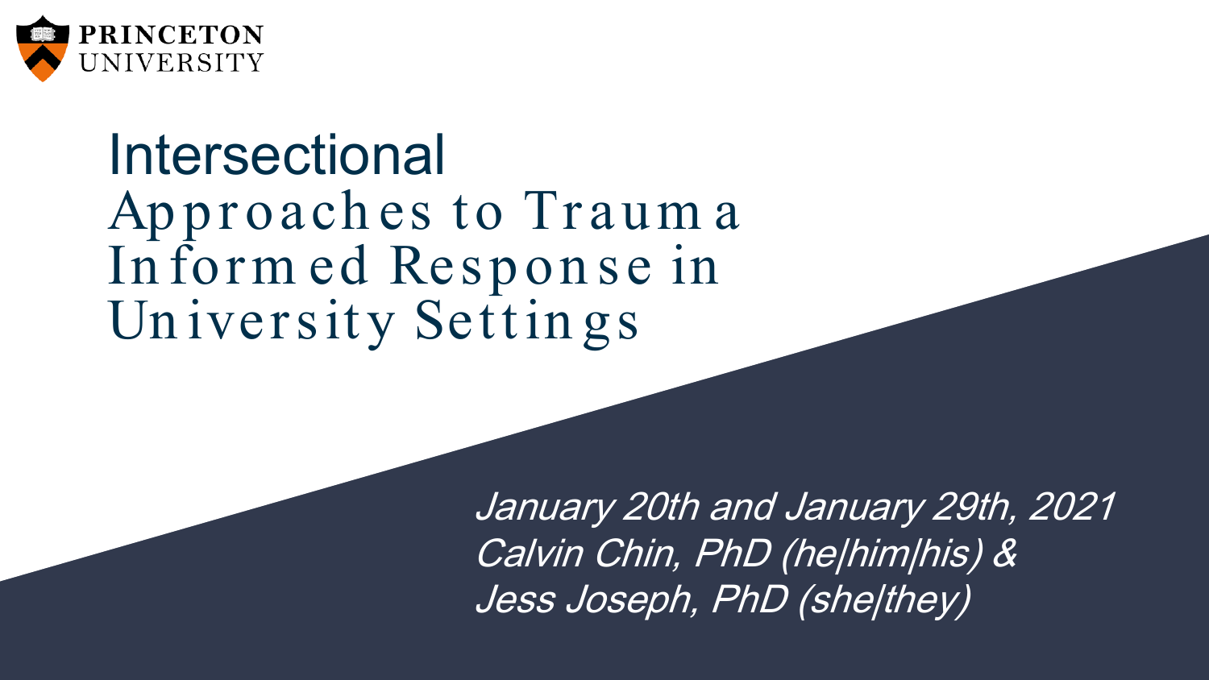PRINCETON UNIVERSITY

# Intersectional Approaches to Trauma Informed Response in University Settings

*January 20th and January 29th, 2021*
*Calvin Chin, PhD (he|him|his) &*
*Jess Joseph, PhD (she|they)*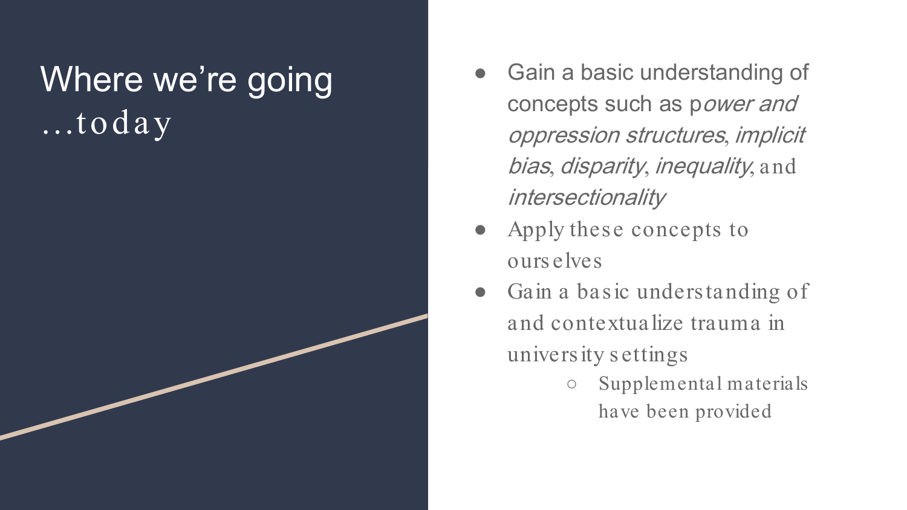# Where we're going …today

- Gain a basic understanding of concepts such as p*ower and oppression structures*, *implicit bias*, *disparity*, *inequality*, and *intersectionality*
- Apply these concepts to ourselves
- Gain a basic understanding of and contextualize trauma in university settings
    - Supplemental materials have been provided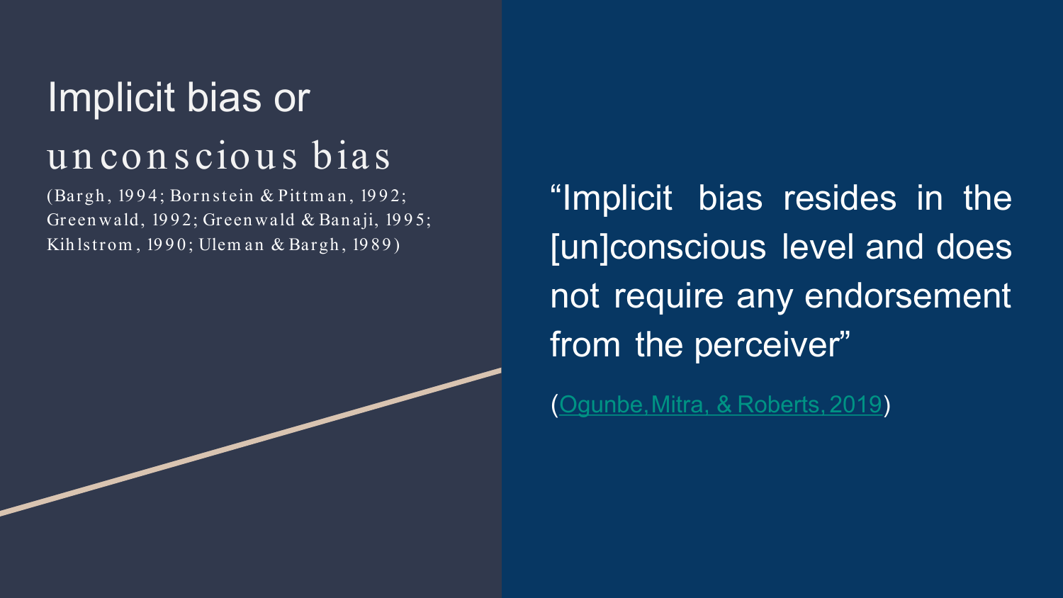# Implicit bias or unconscious bias

(Bargh, 1994; Bornstein & Pittman, 1992; Greenwald, 1992; Greenwald & Banaji, 1995; Kihlstrom, 1990; Uleman & Bargh, 1989)

"Implicit bias resides in the [un]conscious level and does not require any endorsement from the perceiver"

(Ogunbe, Mitra, & Roberts, 2019)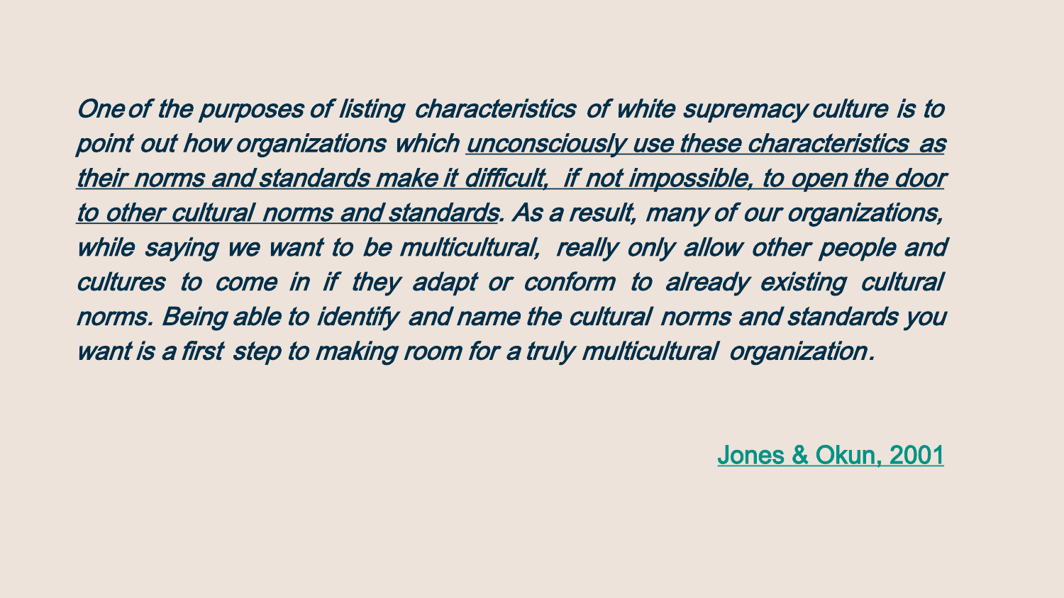*One of the purposes of listing characteristics of white supremacy culture is to point out how organizations which <u>unconsciously use these characteristics as their norms and standards make it difficult, if not impossible, to open the door to other cultural norms and standards</u>. As a result, many of our organizations, while saying we want to be multicultural, really only allow other people and cultures to come in if they adapt or conform to already existing cultural norms. Being able to identify and name the cultural norms and standards you want is a first step to making room for a truly multicultural organization.*

Jones & Okun, 2001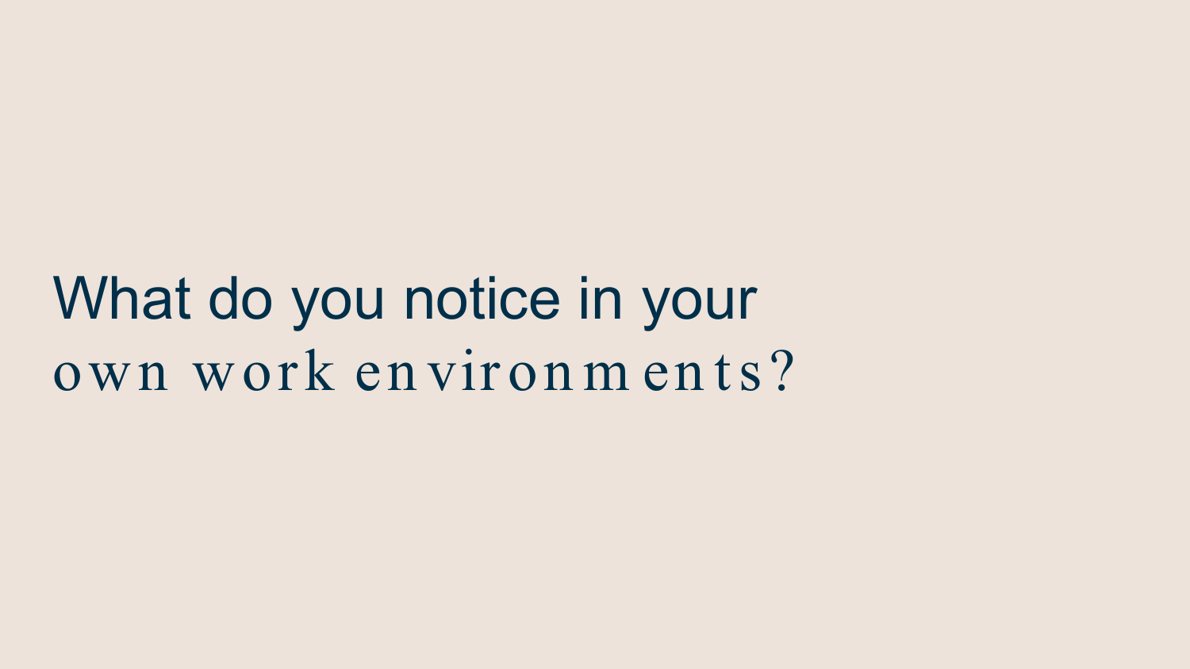# What do you notice in your own work environments?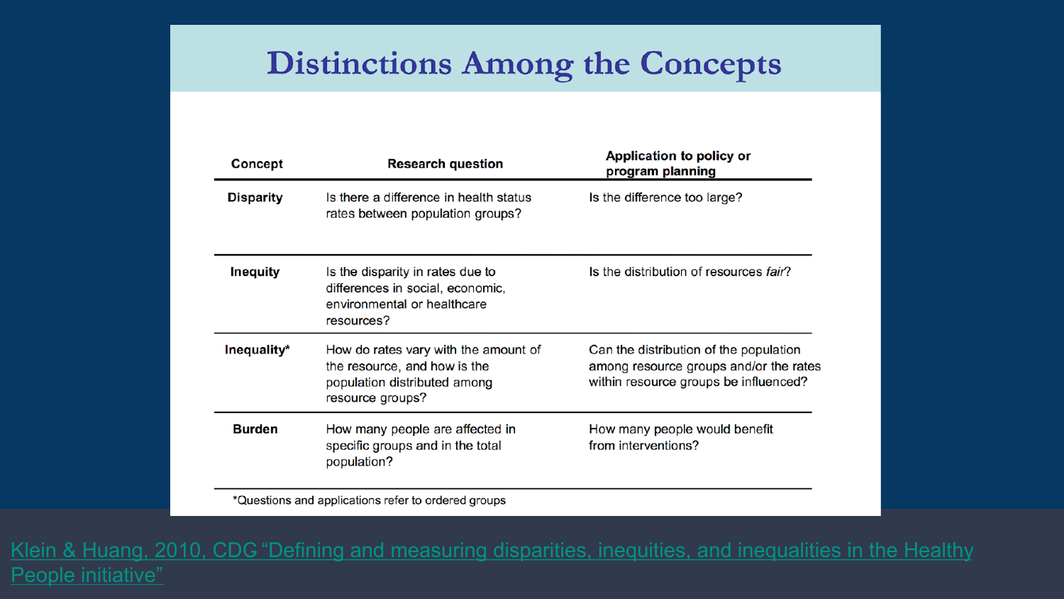# Distinctions Among the Concepts

| Concept | Research question | Application to policy or program planning |
|---|---|---|
| **Disparity** | Is there a difference in health status rates between population groups? | Is the difference too large? |
| **Inequity** | Is the disparity in rates due to differences in social, economic, environmental or healthcare resources? | Is the distribution of resources *fair*? |
| **Inequality*** | How do rates vary with the amount of the resource, and how is the population distributed among resource groups? | Can the distribution of the population among resource groups and/or the rates within resource groups be influenced? |
| **Burden** | How many people are affected in specific groups and in the total population? | How many people would benefit from interventions? |

*Questions and applications refer to ordered groups

Klein & Huang, 2010, CDG "Defining and measuring disparities, inequities, and inequalities in the Healthy People initiative"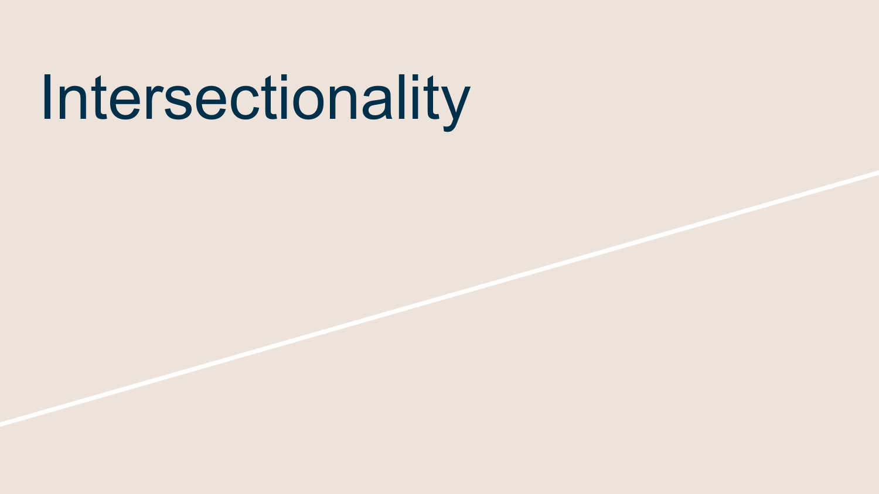# Intersectionality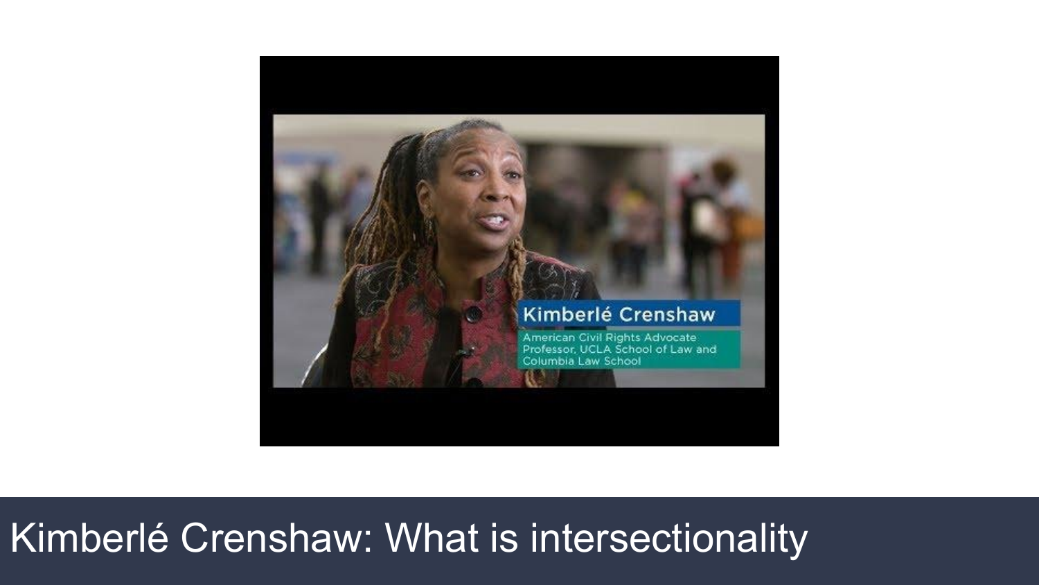Kimberlé Crenshaw: What is intersectionality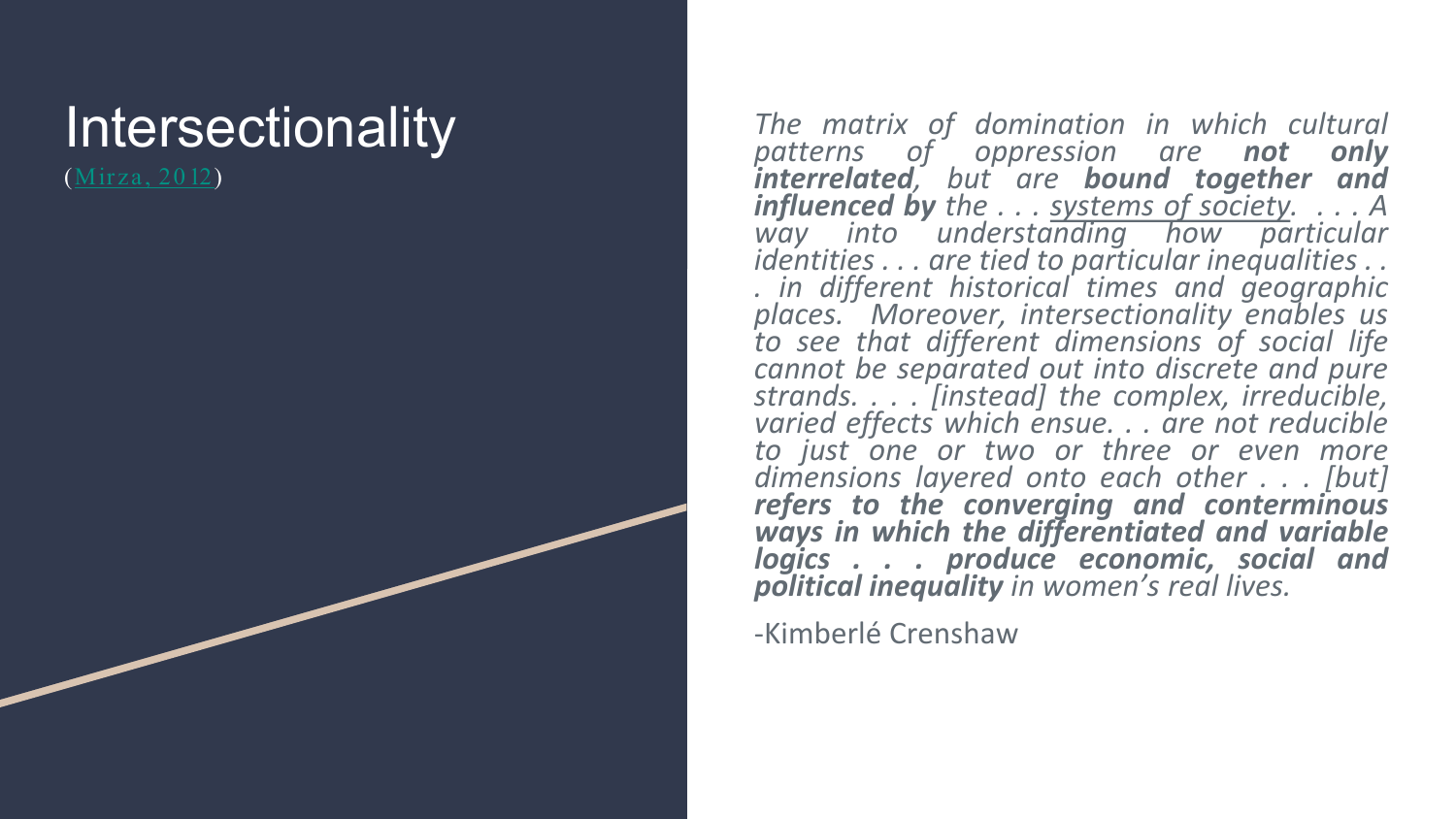# Intersectionality

(Mirza, 2012)

*The matrix of domination in which cultural patterns of oppression are **not only interrelated**, but are **bound together and influenced by** the . . . systems of society. . . . A way into understanding how particular identities . . . are tied to particular inequalities . . . in different historical times and geographic places. Moreover, intersectionality enables us to see that different dimensions of social life cannot be separated out into discrete and pure strands. . . . [instead] the complex, irreducible, varied effects which ensue. . . are not reducible to just one or two or three or even more dimensions layered onto each other . . . [but] **refers to the converging and conterminous ways in which the differentiated and variable logics . . . produce economic, social and political inequality** in women's real lives.*

-Kimberlé Crenshaw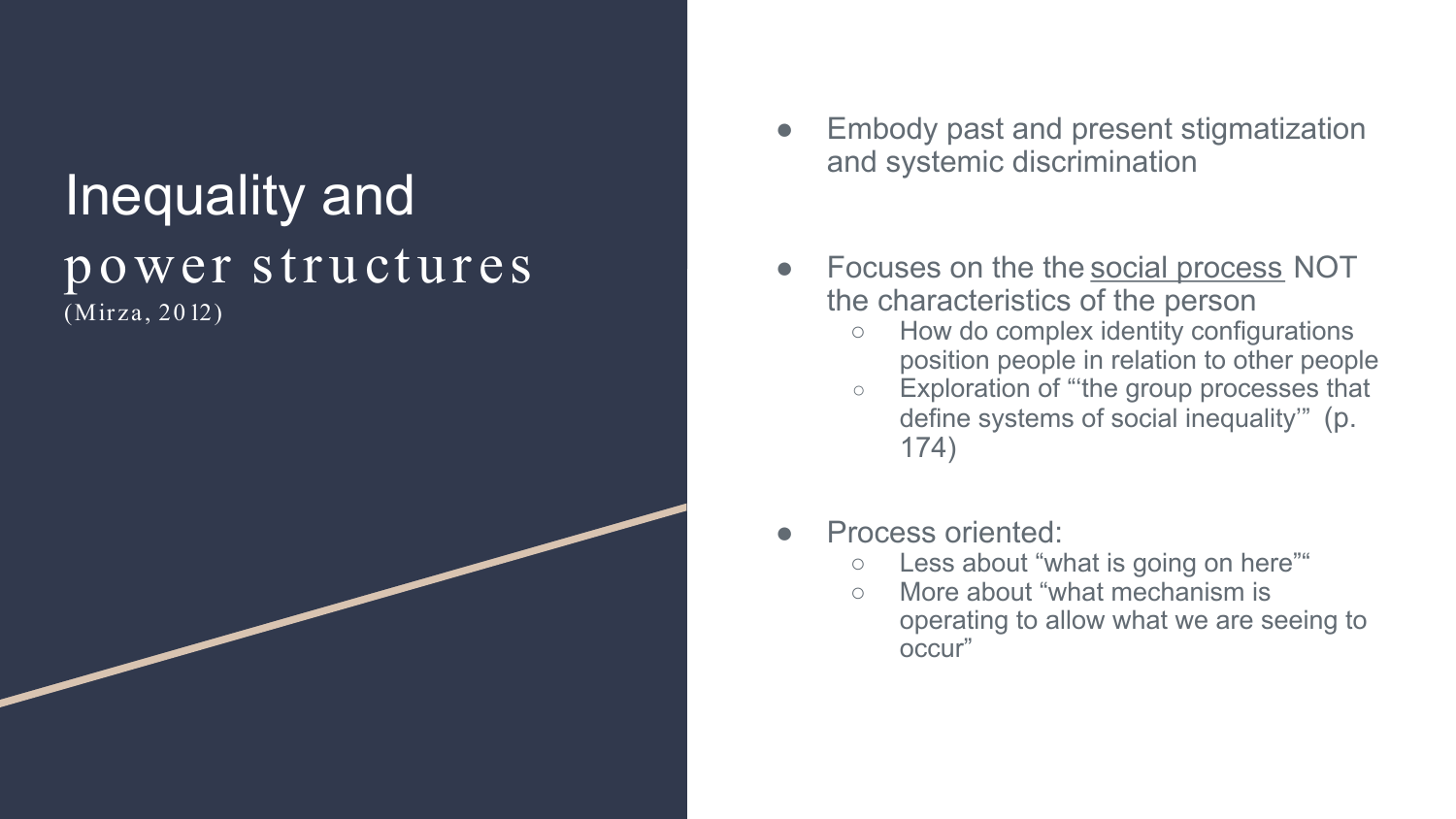# Inequality and power structures

(Mirza, 2012)

- Embody past and present stigmatization and systemic discrimination

- Focuses on the the social process NOT the characteristics of the person
  - How do complex identity configurations position people in relation to other people
  - Exploration of "'the group processes that define systems of social inequality'" (p. 174)

- Process oriented:
  - Less about "what is going on here""
  - More about "what mechanism is operating to allow what we are seeing to occur"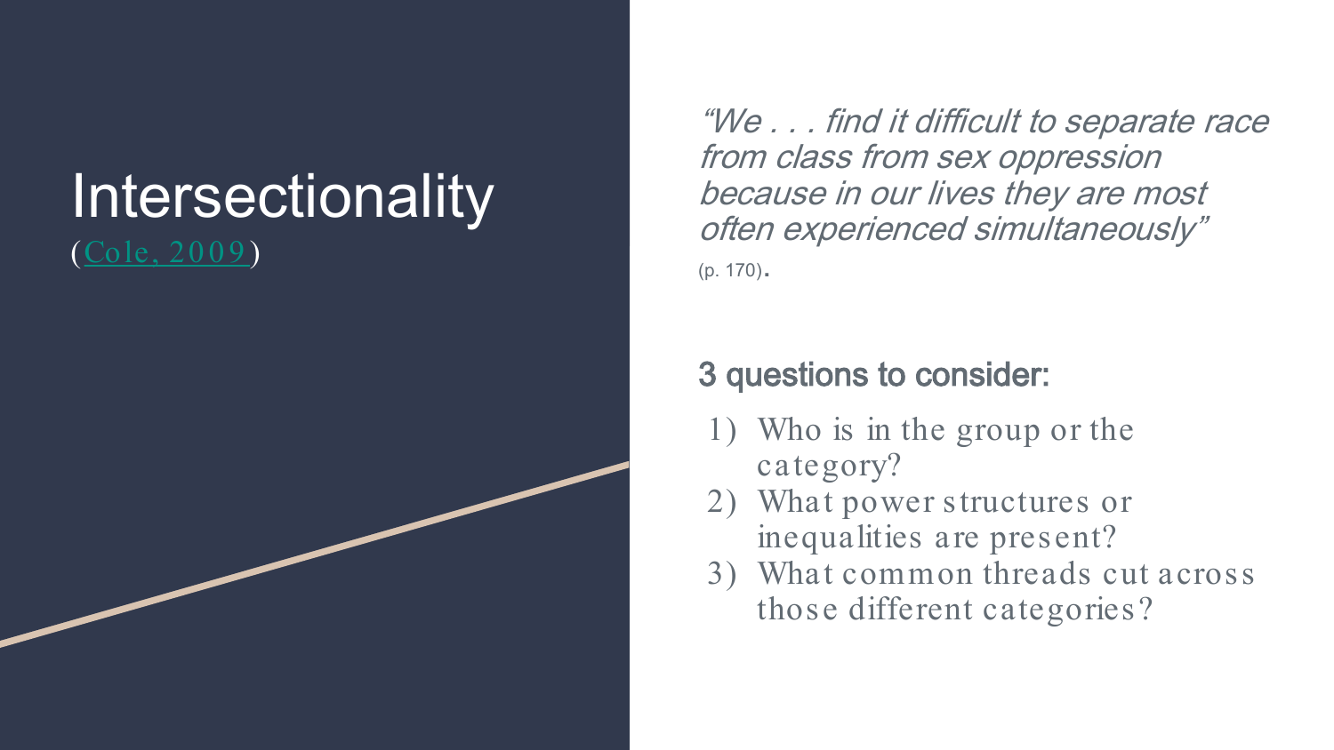# Intersectionality

([Cole, 2009](#))

*"We . . . find it difficult to separate race from class from sex oppression because in our lives they are most often experienced simultaneously"* (p. 170).

## 3 questions to consider:

1) Who is in the group or the category?
2) What power structures or inequalities are present?
3) What common threads cut across those different categories?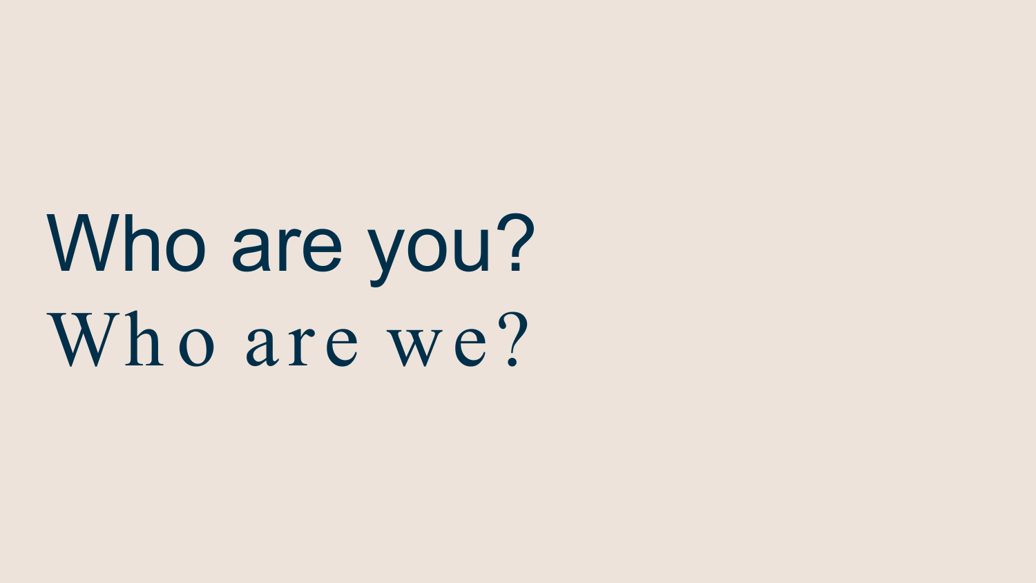# Who are you?

# Who are we?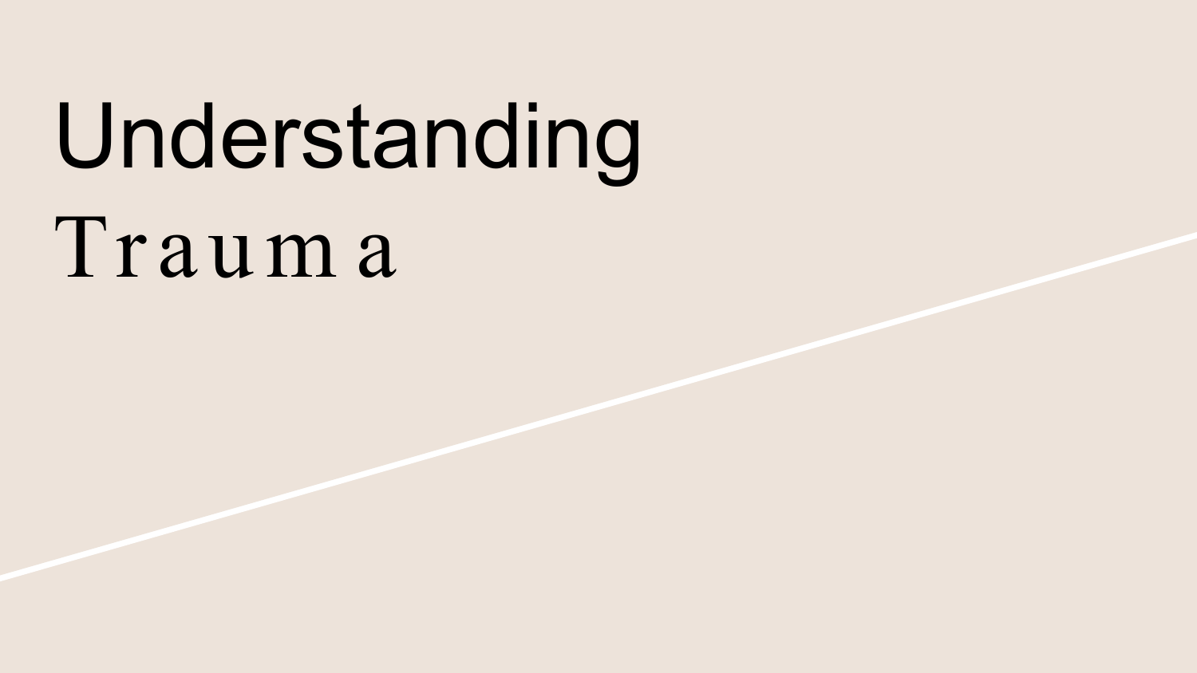# Understanding Trauma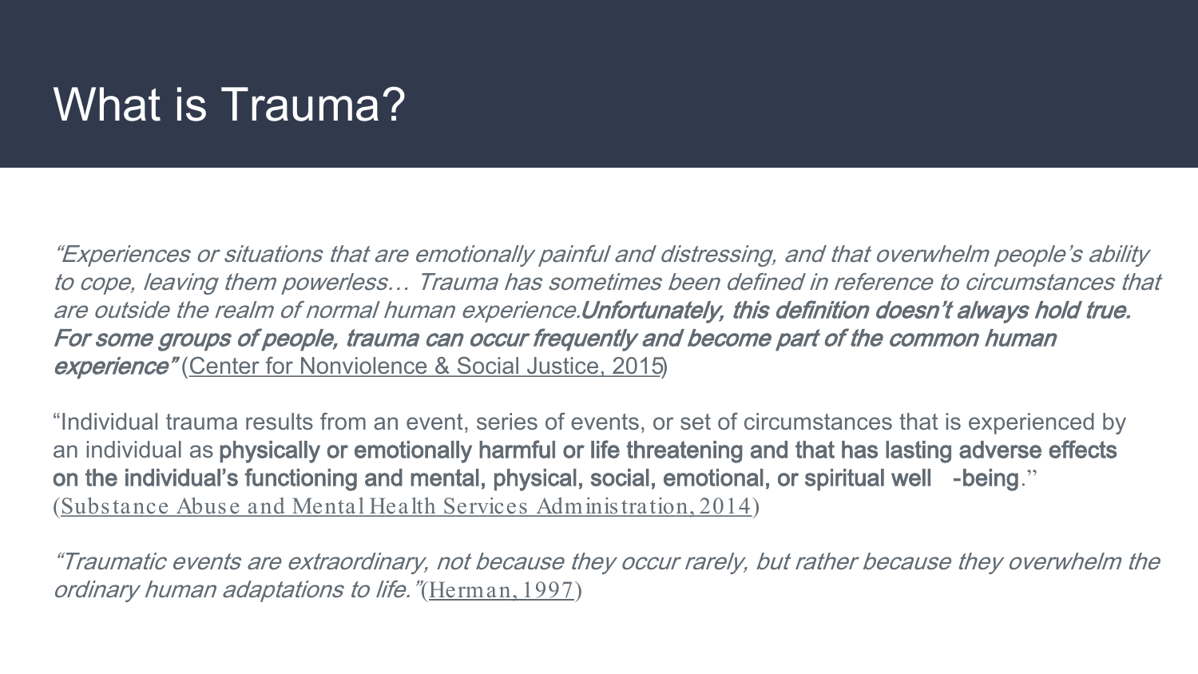# What is Trauma?

*"Experiences or situations that are emotionally painful and distressing, and that overwhelm people's ability to cope, leaving them powerless… Trauma has sometimes been defined in reference to circumstances that are outside the realm of normal human experience.* ***Unfortunately, this definition doesn't always hold true. For some groups of people, trauma can occur frequently and become part of the common human experience"*** (Center for Nonviolence & Social Justice, 2015)

"Individual trauma results from an event, series of events, or set of circumstances that is experienced by an individual as **physically or emotionally harmful or life threatening and that has lasting adverse effects on the individual's functioning and mental, physical, social, emotional, or spiritual well-being**." (Substance Abuse and Mental Health Services Administration, 2014)

*"Traumatic events are extraordinary, not because they occur rarely, but rather because they overwhelm the ordinary human adaptations to life."* (Herman, 1997)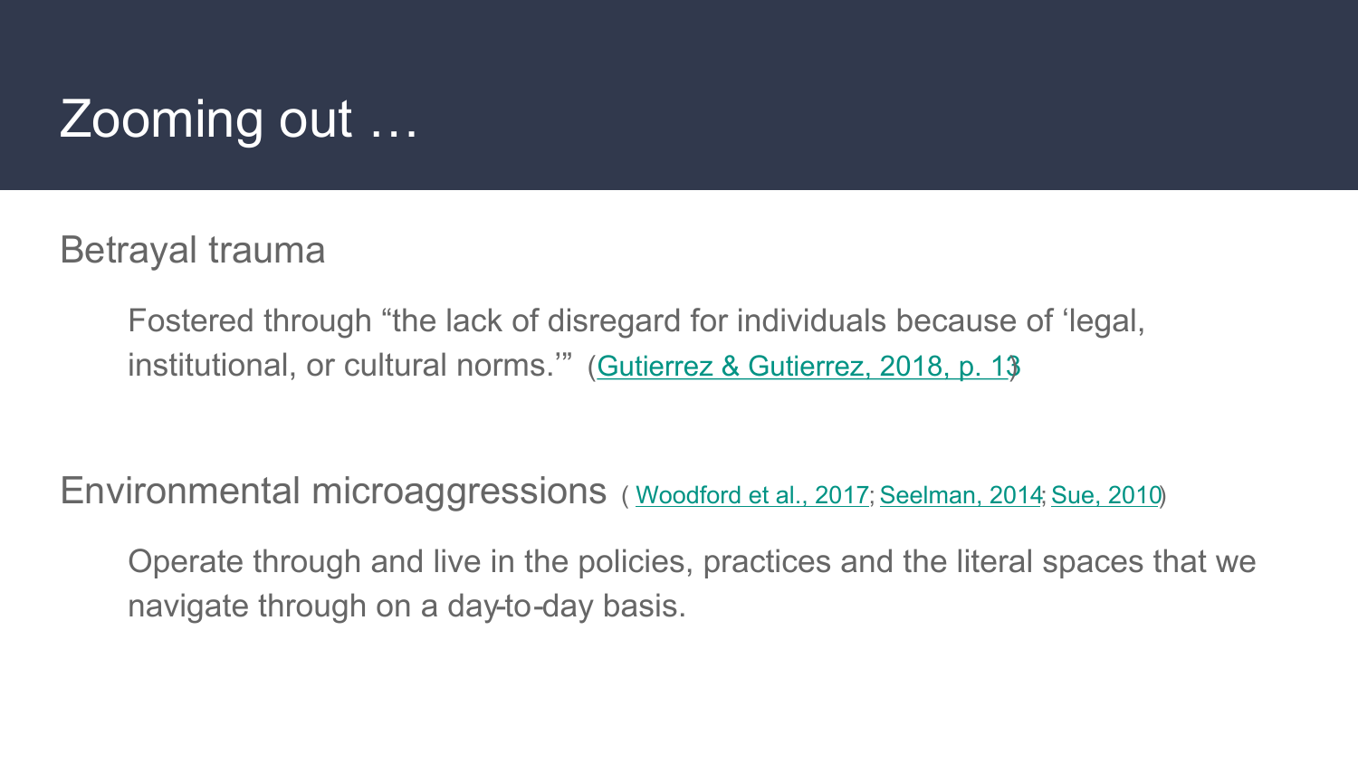# Zooming out …

Betrayal trauma

Fostered through "the lack of disregard for individuals because of 'legal, institutional, or cultural norms.'" (Gutierrez & Gutierrez, 2018, p. 13)

Environmental microaggressions (Woodford et al., 2017; Seelman, 2014; Sue, 2010)

Operate through and live in the policies, practices and the literal spaces that we navigate through on a day-to-day basis.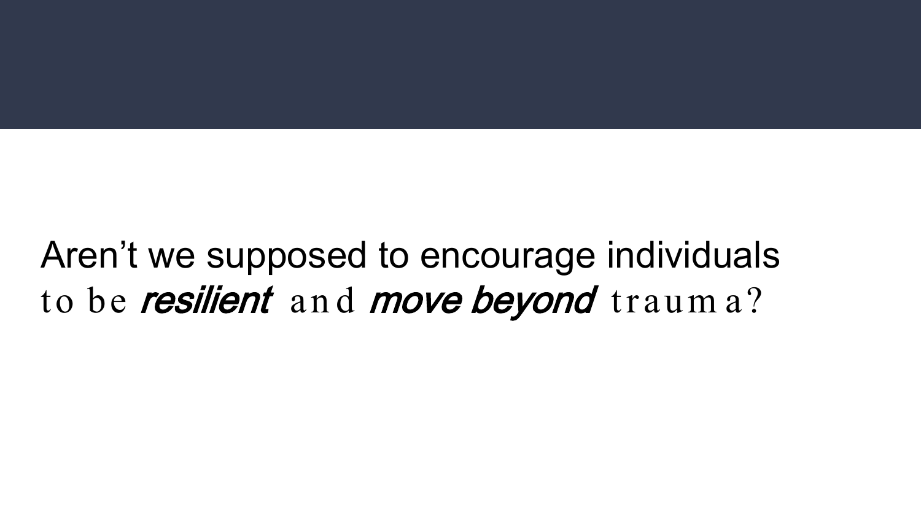Aren’t we supposed to encourage individuals to be ***resilient*** and ***move beyond*** trauma?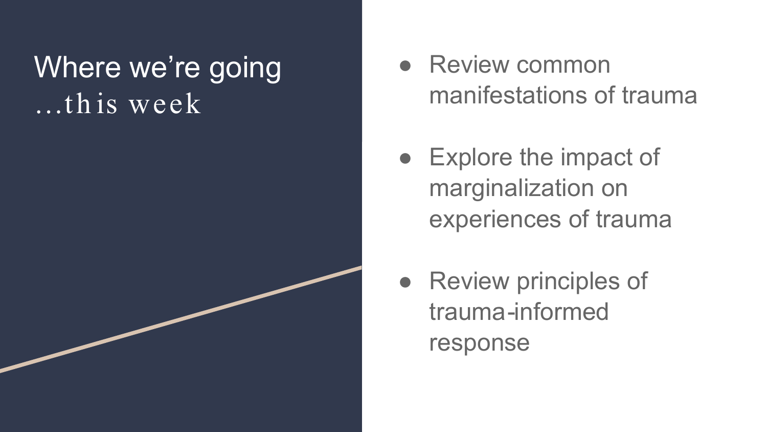# Where we're going

*…this week*

- Review common manifestations of trauma
- Explore the impact of marginalization on experiences of trauma
- Review principles of trauma-informed response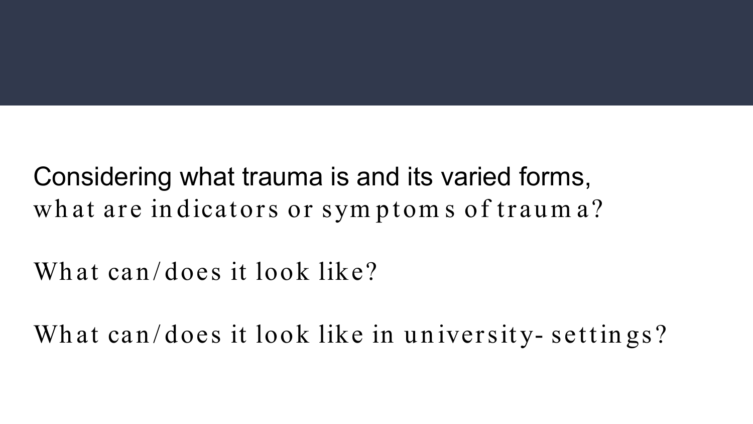Considering what trauma is and its varied forms,
what are indicators or symptoms of trauma?

What can/does it look like?

What can/does it look like in university-settings?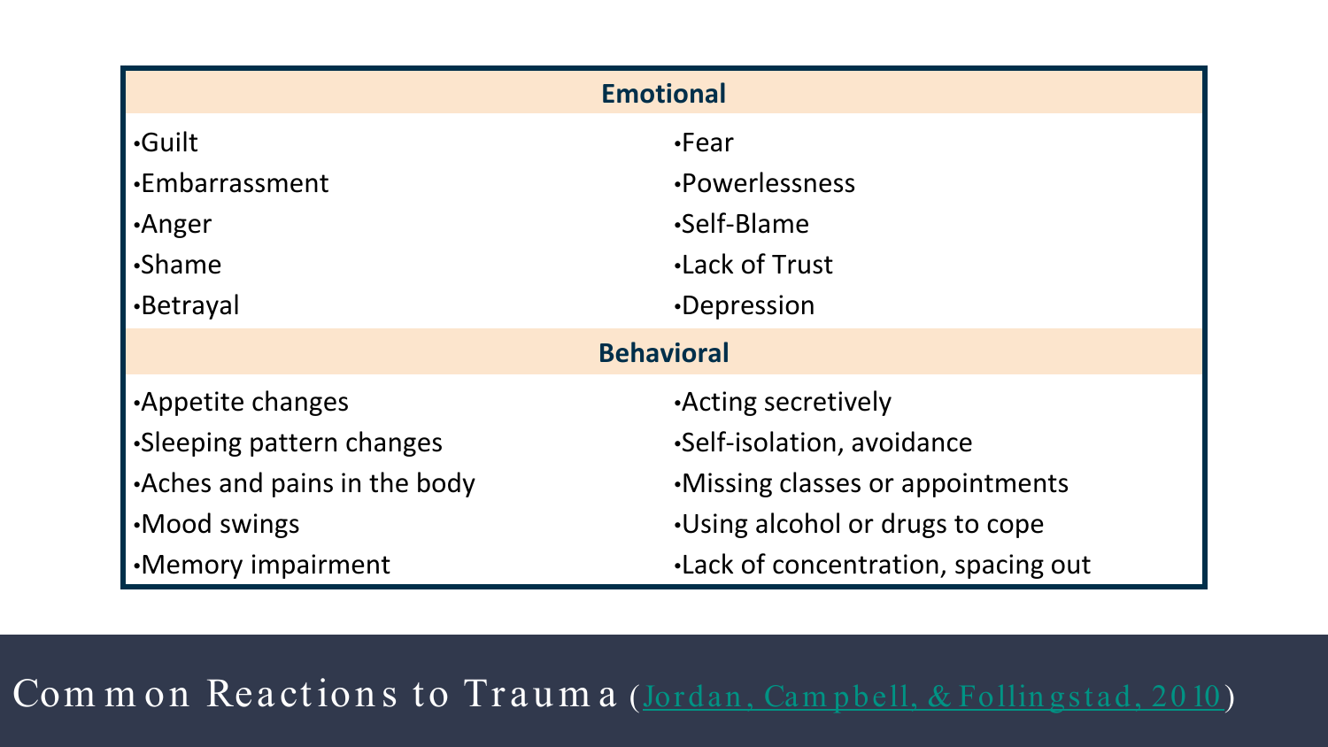| Emotional | |
|---|---|
| •Guilt | •Fear |
| •Embarrassment | •Powerlessness |
| •Anger | •Self-Blame |
| •Shame | •Lack of Trust |
| •Betrayal | •Depression |
| **Behavioral** | |
| •Appetite changes | •Acting secretively |
| •Sleeping pattern changes | •Self-isolation, avoidance |
| •Aches and pains in the body | •Missing classes or appointments |
| •Mood swings | •Using alcohol or drugs to cope |
| •Memory impairment | •Lack of concentration, spacing out |

# Common Reactions to Trauma (Jordan, Campbell, & Follingstad, 2010)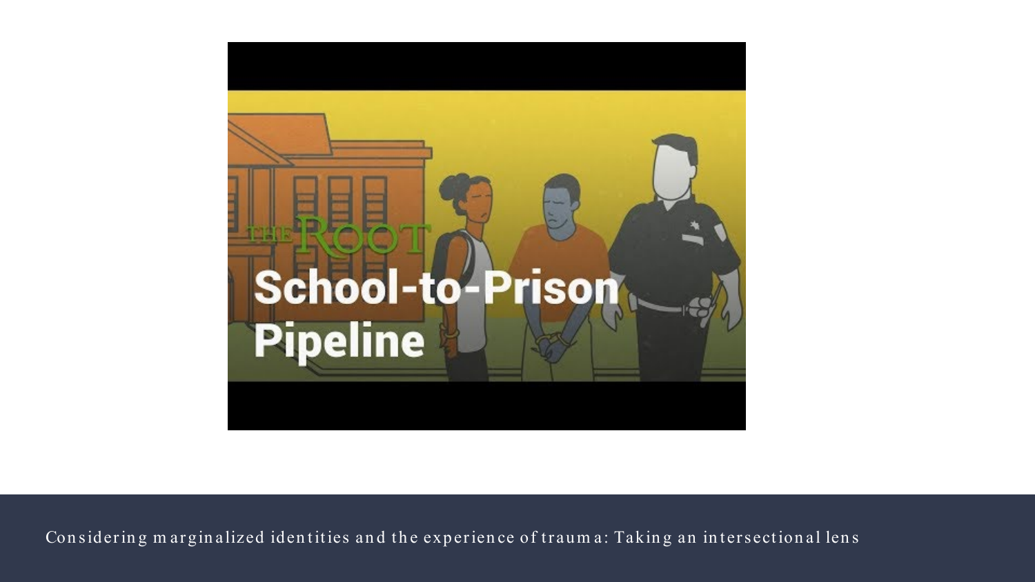THE ROOT

School-to-Prison Pipeline

Considering marginalized identities and the experience of trauma: Taking an intersectional lens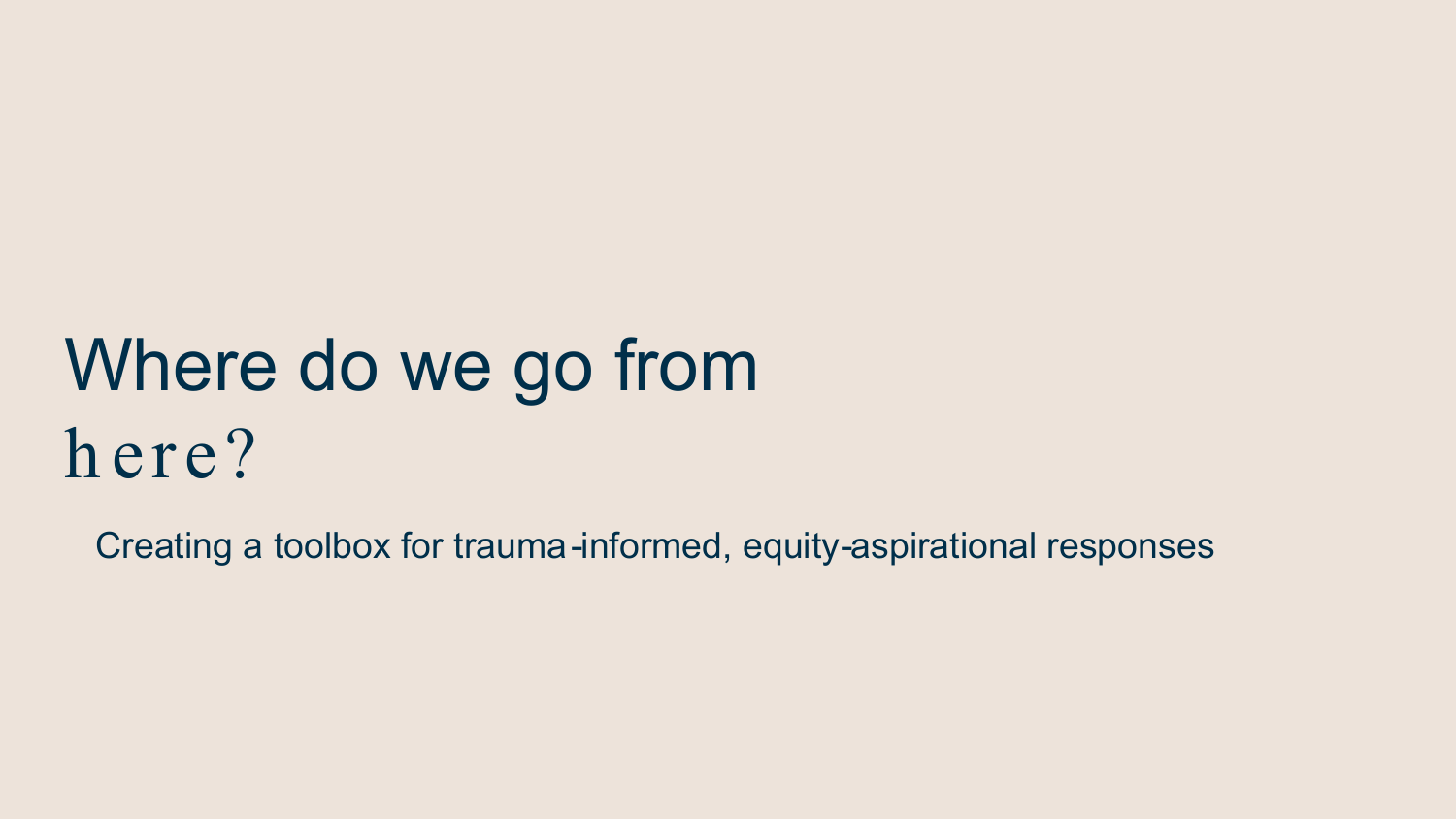# Where do we go from here?

Creating a toolbox for trauma-informed, equity-aspirational responses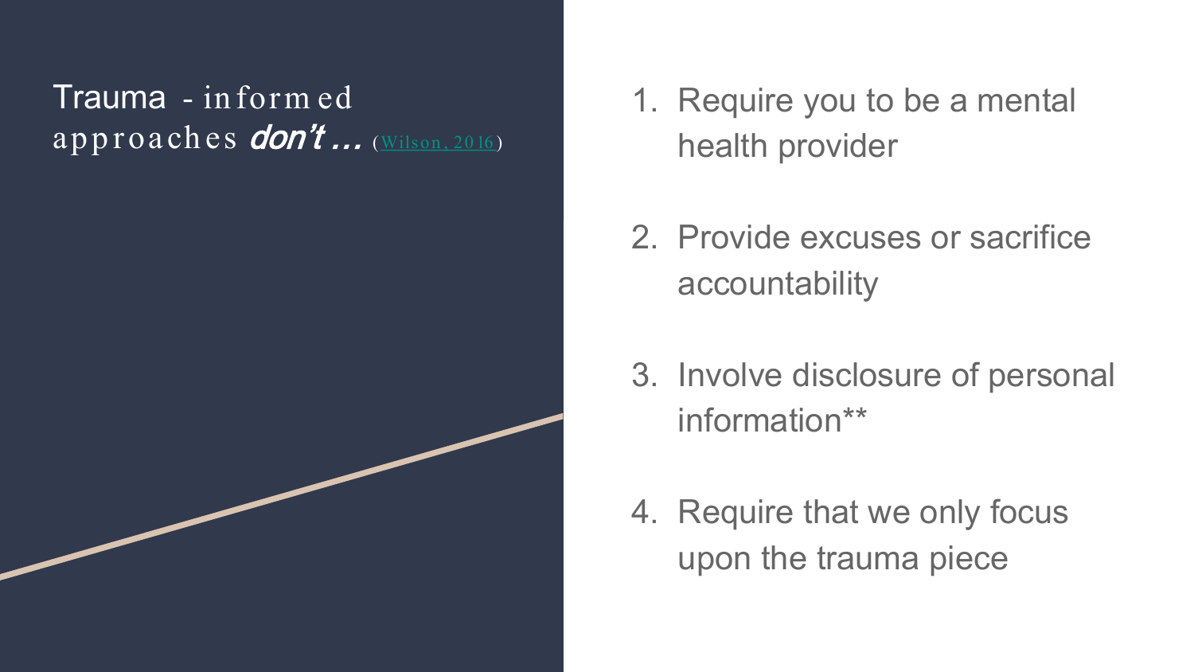## Trauma-informed approaches *don't* … (Wilson, 2016)

1. Require you to be a mental health provider
2. Provide excuses or sacrifice accountability
3. Involve disclosure of personal information**
4. Require that we only focus upon the trauma piece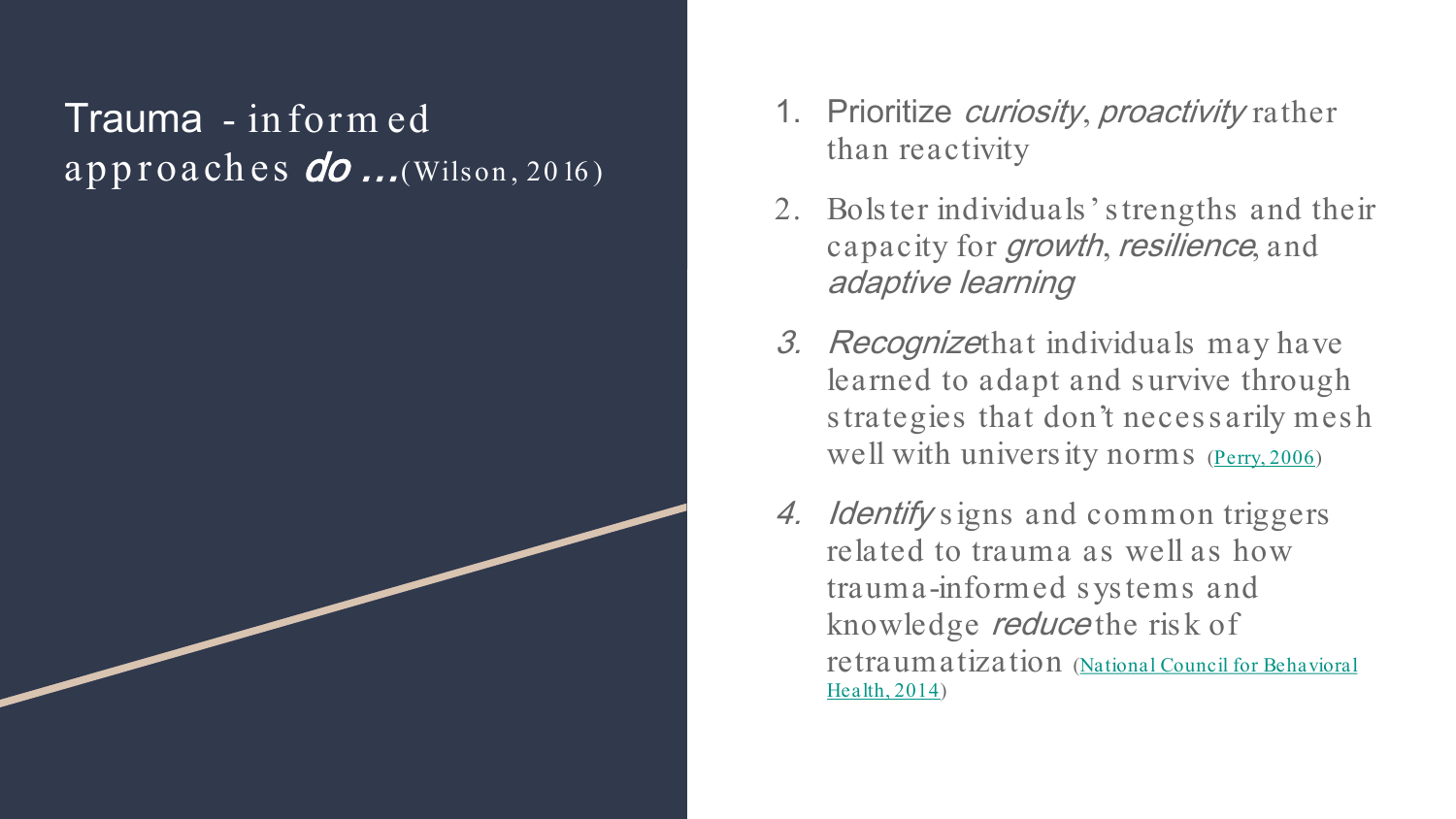# Trauma-informed approaches *do* …(Wilson, 2016)

1. Prioritize *curiosity*, *proactivity* rather than reactivity
2. Bolster individuals' strengths and their capacity for *growth*, *resilience*, and *adaptive learning*
3. *Recognize* that individuals may have learned to adapt and survive through strategies that don't necessarily mesh well with university norms (Perry, 2006)
4. *Identify* signs and common triggers related to trauma as well as how trauma-informed systems and knowledge *reduce* the risk of retraumatization (National Council for Behavioral Health, 2014)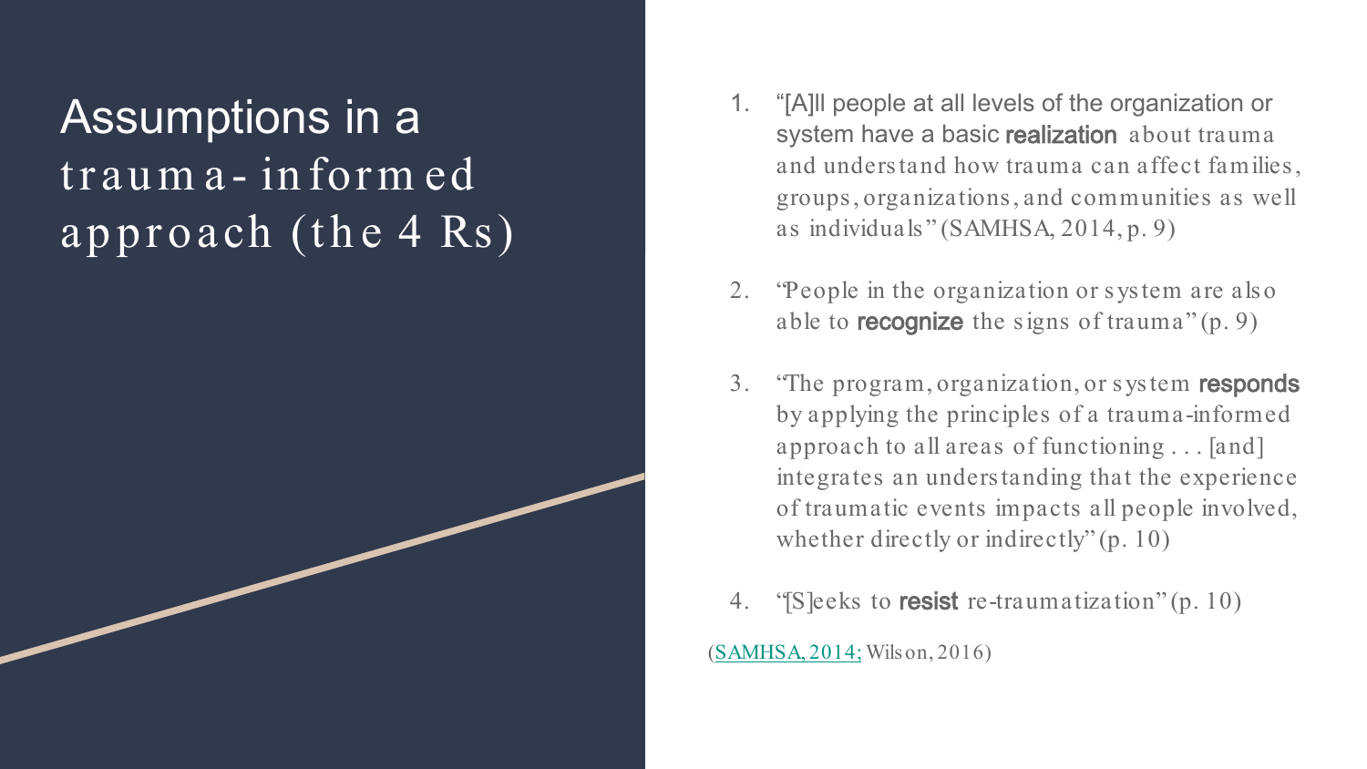# Assumptions in a trauma-informed approach (the 4 Rs)

1. "[A]ll people at all levels of the organization or system have a basic **realization** about trauma and understand how trauma can affect families, groups, organizations, and communities as well as individuals" (SAMHSA, 2014, p. 9)

2. "People in the organization or system are also able to **recognize** the signs of trauma" (p. 9)

3. "The program, organization, or system **responds** by applying the principles of a trauma-informed approach to all areas of functioning . . . [and] integrates an understanding that the experience of traumatic events impacts all people involved, whether directly or indirectly" (p. 10)

4. "[S]eeks to **resist** re-traumatization" (p. 10)

(SAMHSA, 2014; Wilson, 2016)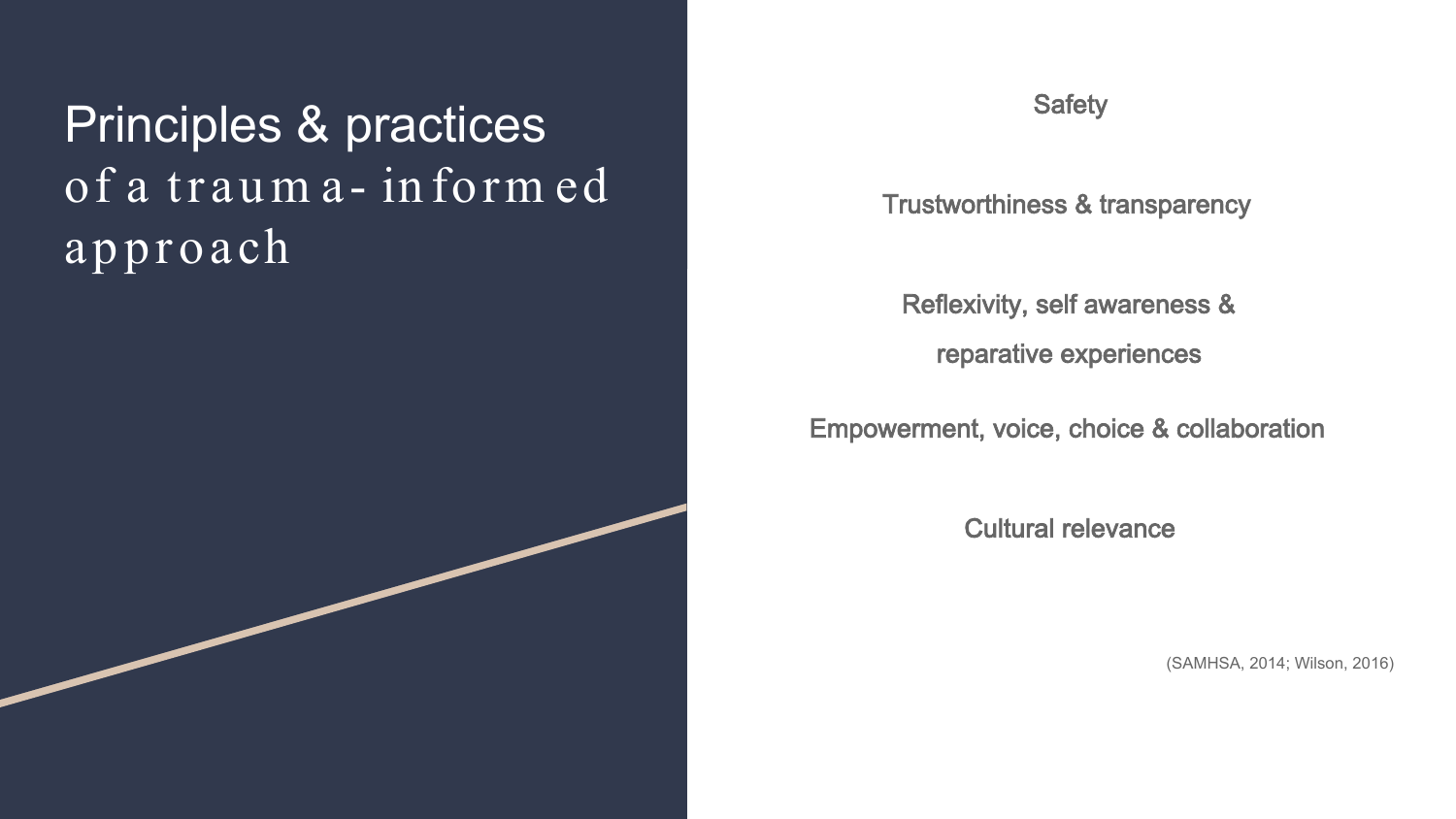# Principles & practices of a trauma-informed approach

Safety

Trustworthiness & transparency

Reflexivity, self awareness & reparative experiences

Empowerment, voice, choice & collaboration

Cultural relevance

(SAMHSA, 2014; Wilson, 2016)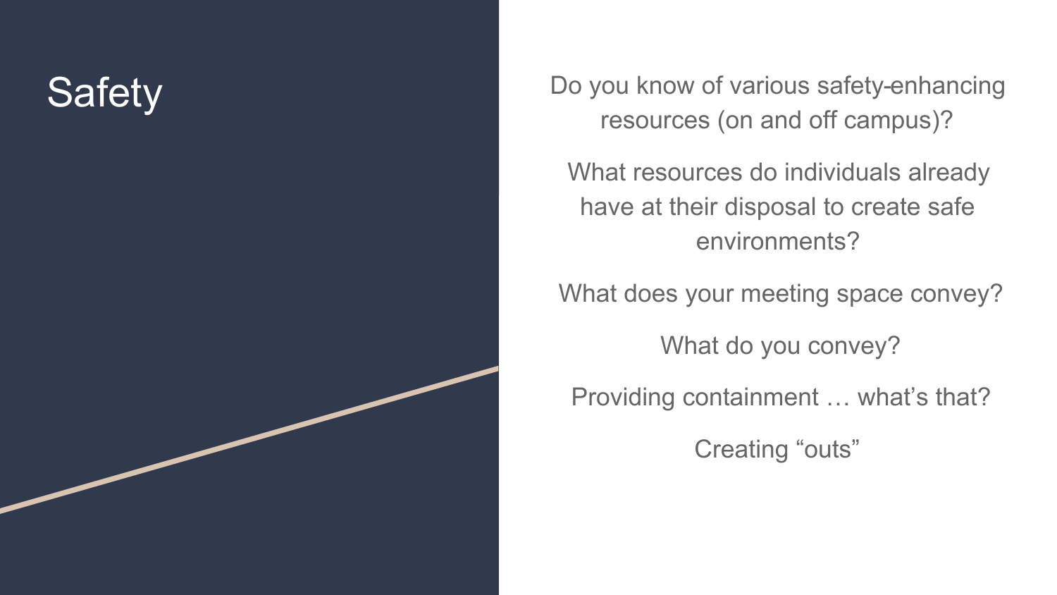# Safety

Do you know of various safety-enhancing resources (on and off campus)?

What resources do individuals already have at their disposal to create safe environments?

What does your meeting space convey?

What do you convey?

Providing containment … what's that?

Creating "outs"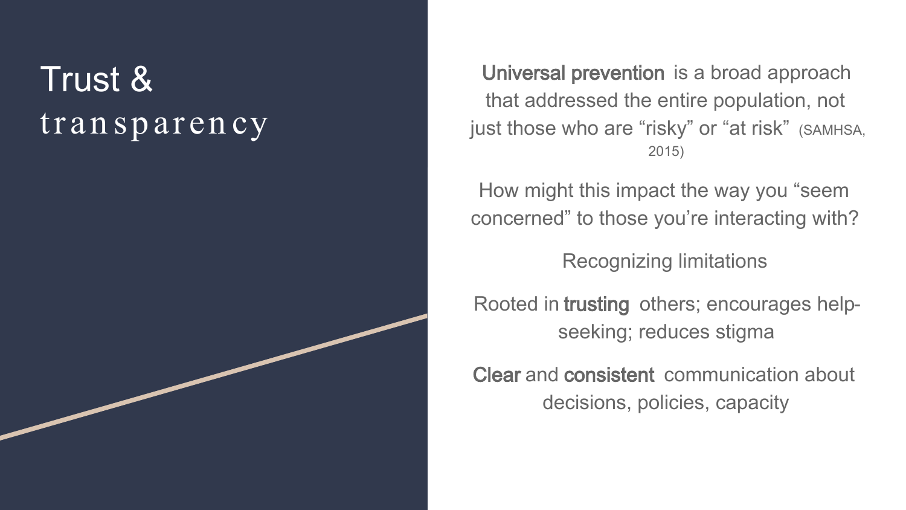# Trust & transparency

**Universal prevention** is a broad approach that addressed the entire population, not just those who are “risky” or “at risk” (SAMHSA, 2015)

How might this impact the way you “seem concerned” to those you’re interacting with?

Recognizing limitations

Rooted in **trusting** others; encourages help-seeking; reduces stigma

**Clear** and **consistent** communication about decisions, policies, capacity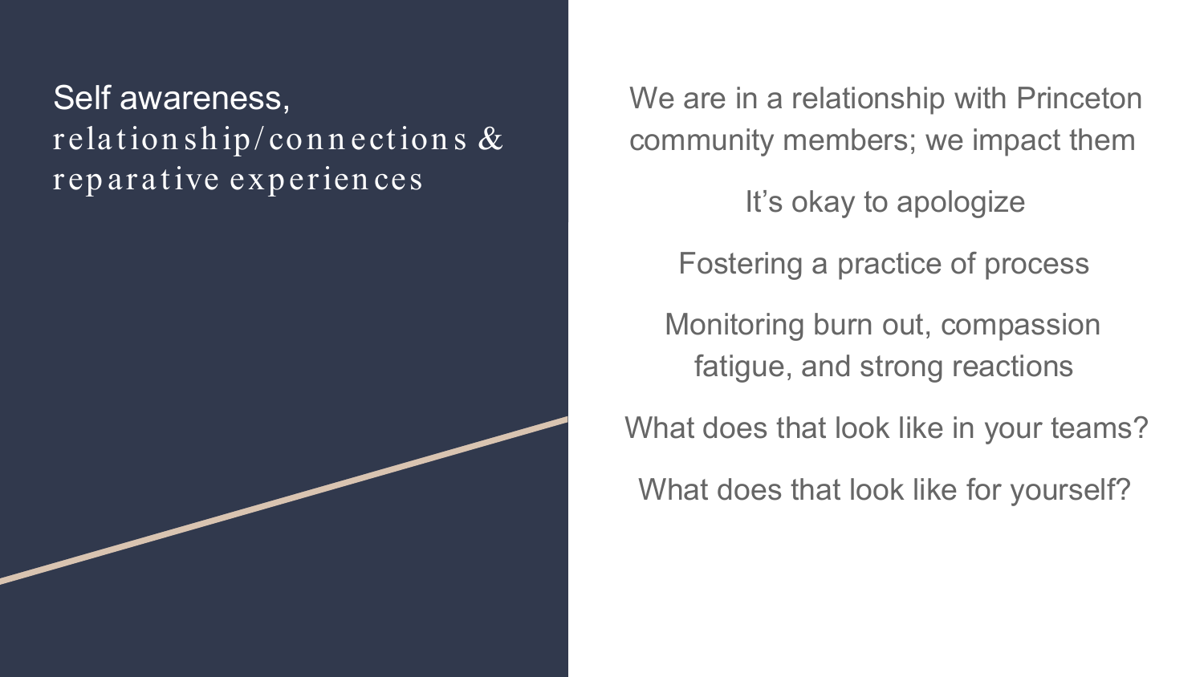# Self awareness, relationship/connections & reparative experiences

We are in a relationship with Princeton community members; we impact them

It's okay to apologize

Fostering a practice of process

Monitoring burn out, compassion fatigue, and strong reactions

What does that look like in your teams?

What does that look like for yourself?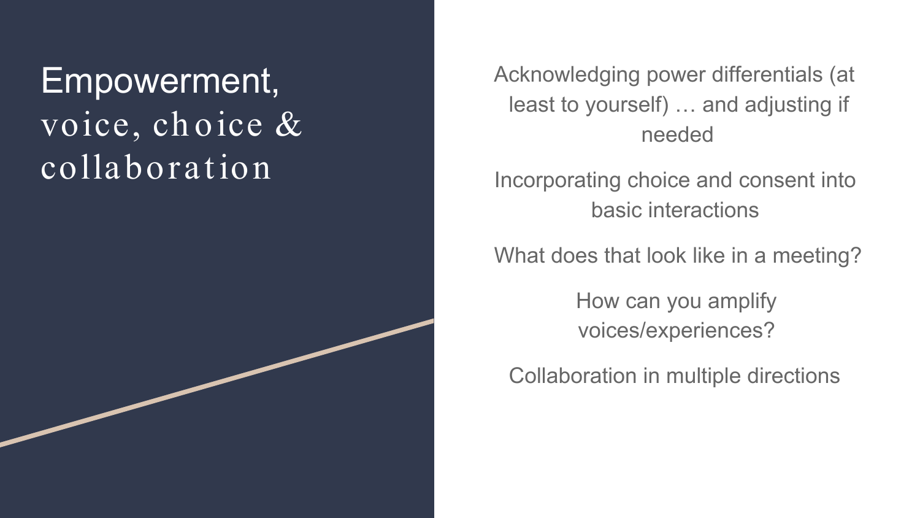# Empowerment, voice, choice & collaboration

Acknowledging power differentials (at least to yourself) … and adjusting if needed

Incorporating choice and consent into basic interactions

What does that look like in a meeting?

How can you amplify voices/experiences?

Collaboration in multiple directions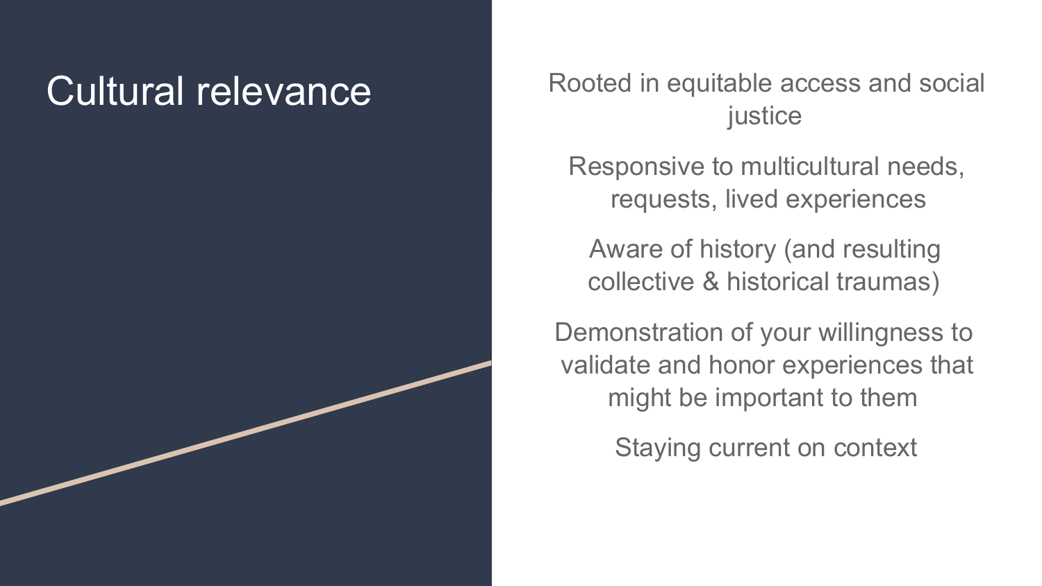# Cultural relevance

Rooted in equitable access and social justice

Responsive to multicultural needs, requests, lived experiences

Aware of history (and resulting collective & historical traumas)

Demonstration of your willingness to validate and honor experiences that might be important to them

Staying current on context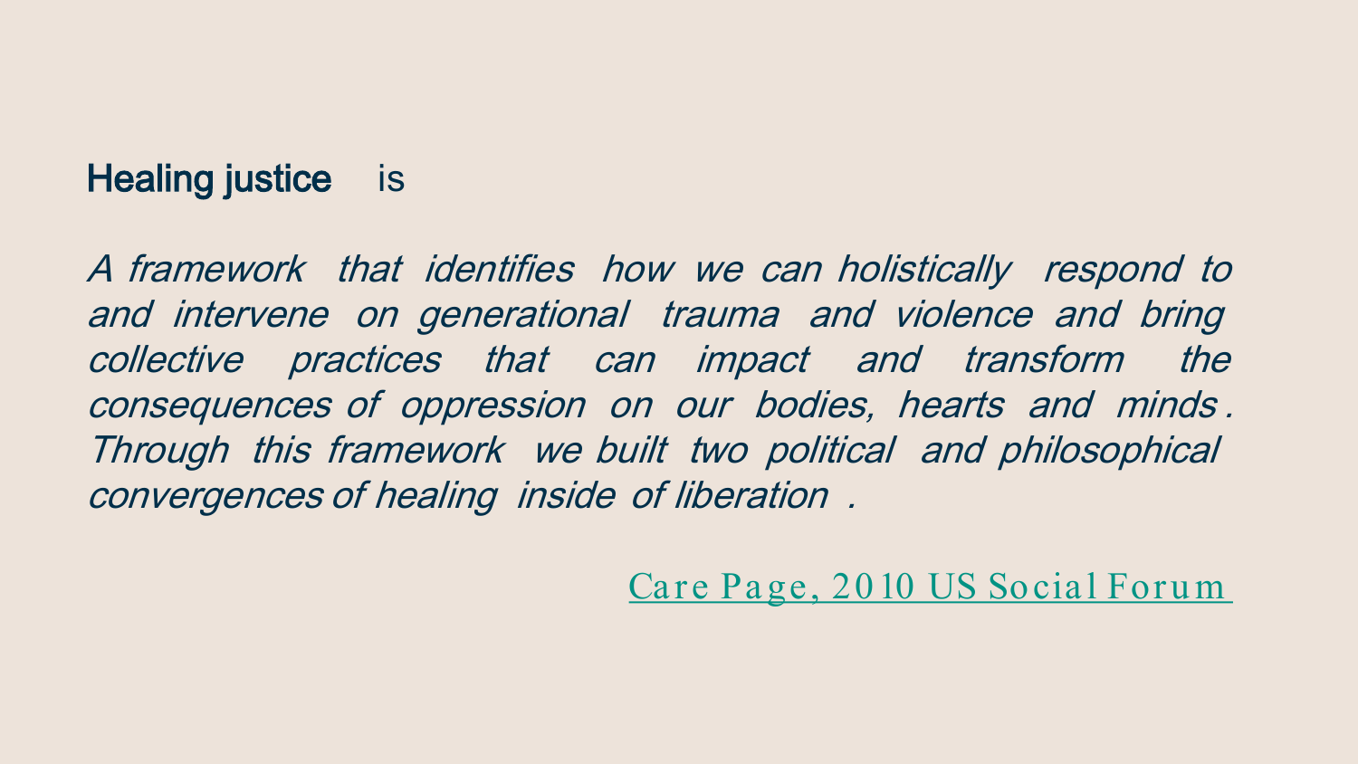**Healing justice** is

*A framework that identifies how we can holistically respond to and intervene on generational trauma and violence and bring collective practices that can impact and transform the consequences of oppression on our bodies, hearts and minds. Through this framework we built two political and philosophical convergences of healing inside of liberation.*

Care Page, 2010 US Social Forum